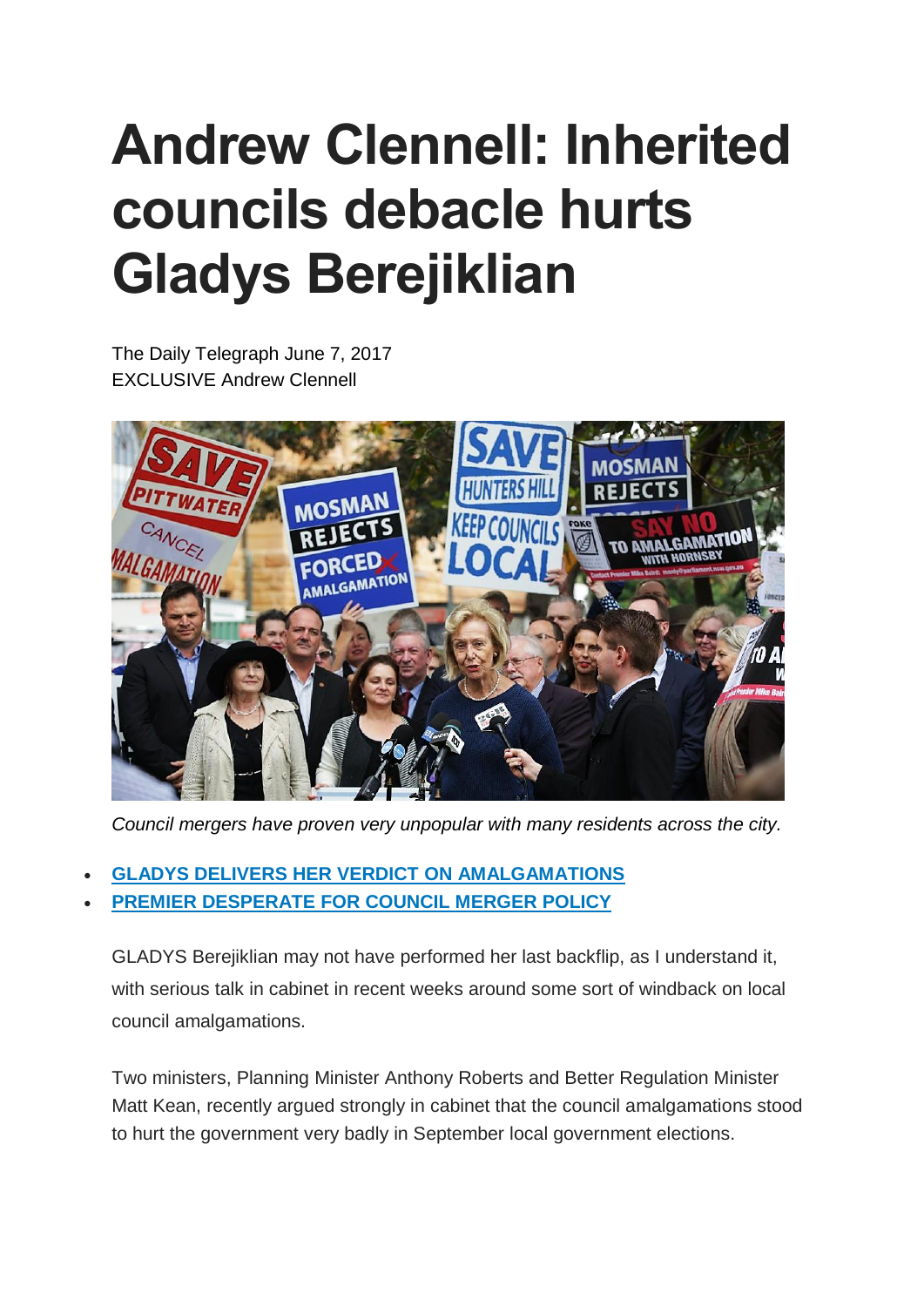# Andrew Clennell: Inherited councils debacle hurts Gladys Berejiklian

The Daily Telegraph June 7, 2017
EXCLUSIVE Andrew Clennell

*Council mergers have proven very unpopular with many residents across the city.*

- **GLADYS DELIVERS HER VERDICT ON AMALGAMATIONS**
- **PREMIER DESPERATE FOR COUNCIL MERGER POLICY**

GLADYS Berejiklian may not have performed her last backflip, as I understand it, with serious talk in cabinet in recent weeks around some sort of windback on local council amalgamations.

Two ministers, Planning Minister Anthony Roberts and Better Regulation Minister Matt Kean, recently argued strongly in cabinet that the council amalgamations stood to hurt the government very badly in September local government elections.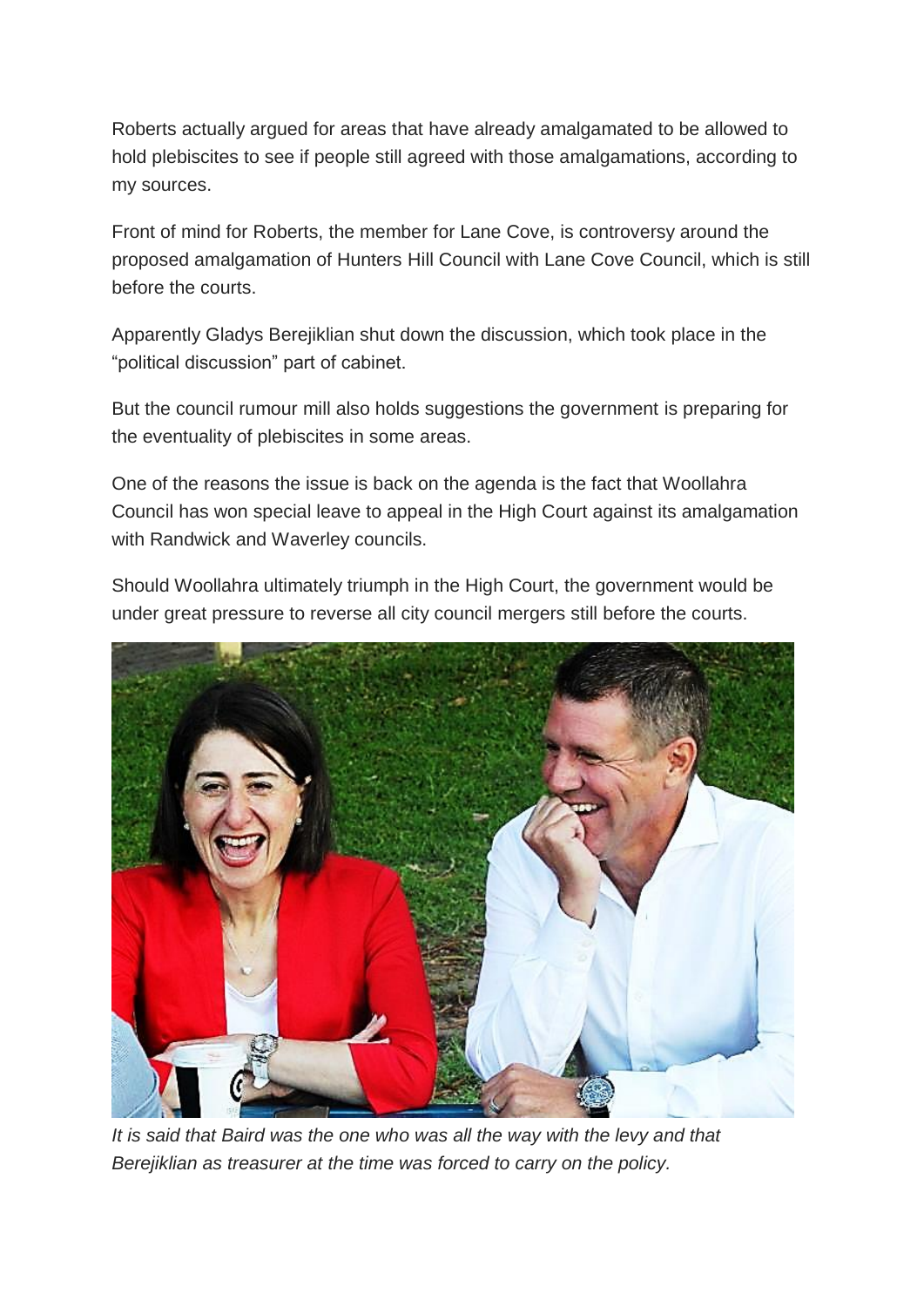Roberts actually argued for areas that have already amalgamated to be allowed to hold plebiscites to see if people still agreed with those amalgamations, according to my sources.

Front of mind for Roberts, the member for Lane Cove, is controversy around the proposed amalgamation of Hunters Hill Council with Lane Cove Council, which is still before the courts.

Apparently Gladys Berejiklian shut down the discussion, which took place in the "political discussion" part of cabinet.

But the council rumour mill also holds suggestions the government is preparing for the eventuality of plebiscites in some areas.

One of the reasons the issue is back on the agenda is the fact that Woollahra Council has won special leave to appeal in the High Court against its amalgamation with Randwick and Waverley councils.

Should Woollahra ultimately triumph in the High Court, the government would be under great pressure to reverse all city council mergers still before the courts.

*It is said that Baird was the one who was all the way with the levy and that Berejiklian as treasurer at the time was forced to carry on the policy.*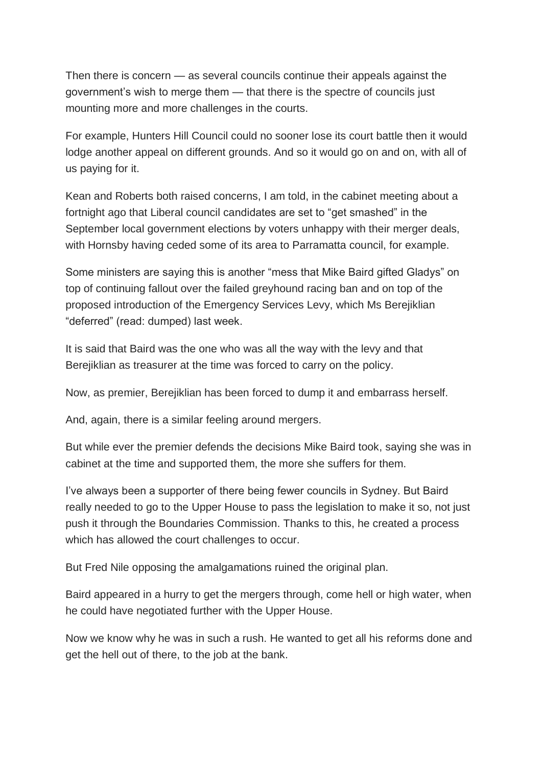Then there is concern — as several councils continue their appeals against the government's wish to merge them — that there is the spectre of councils just mounting more and more challenges in the courts.

For example, Hunters Hill Council could no sooner lose its court battle then it would lodge another appeal on different grounds. And so it would go on and on, with all of us paying for it.

Kean and Roberts both raised concerns, I am told, in the cabinet meeting about a fortnight ago that Liberal council candidates are set to "get smashed" in the September local government elections by voters unhappy with their merger deals, with Hornsby having ceded some of its area to Parramatta council, for example.

Some ministers are saying this is another "mess that Mike Baird gifted Gladys" on top of continuing fallout over the failed greyhound racing ban and on top of the proposed introduction of the Emergency Services Levy, which Ms Berejiklian "deferred" (read: dumped) last week.

It is said that Baird was the one who was all the way with the levy and that Berejiklian as treasurer at the time was forced to carry on the policy.

Now, as premier, Berejiklian has been forced to dump it and embarrass herself.

And, again, there is a similar feeling around mergers.

But while ever the premier defends the decisions Mike Baird took, saying she was in cabinet at the time and supported them, the more she suffers for them.

I've always been a supporter of there being fewer councils in Sydney. But Baird really needed to go to the Upper House to pass the legislation to make it so, not just push it through the Boundaries Commission. Thanks to this, he created a process which has allowed the court challenges to occur.

But Fred Nile opposing the amalgamations ruined the original plan.

Baird appeared in a hurry to get the mergers through, come hell or high water, when he could have negotiated further with the Upper House.

Now we know why he was in such a rush. He wanted to get all his reforms done and get the hell out of there, to the job at the bank.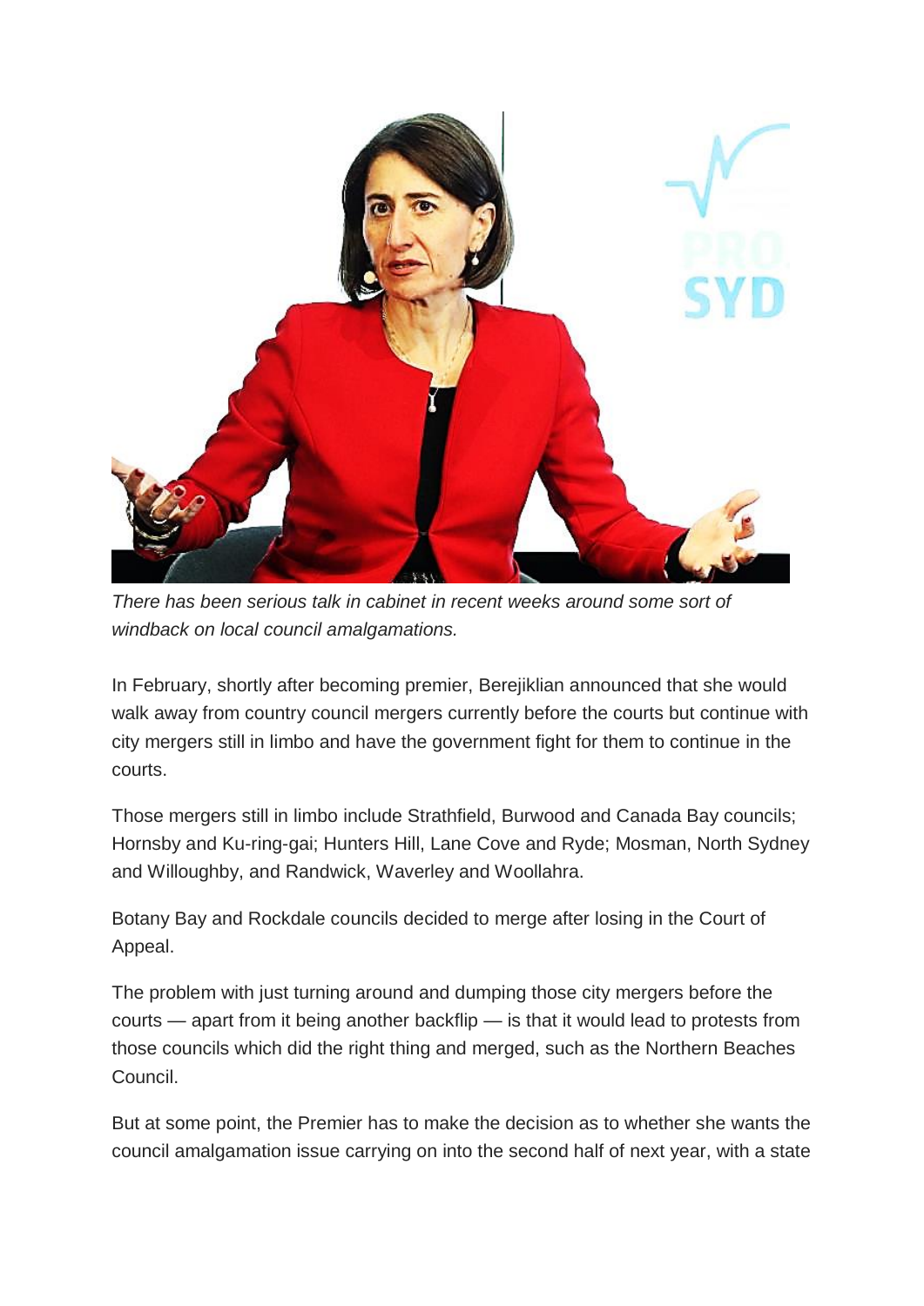*There has been serious talk in cabinet in recent weeks around some sort of windback on local council amalgamations.*

In February, shortly after becoming premier, Berejiklian announced that she would walk away from country council mergers currently before the courts but continue with city mergers still in limbo and have the government fight for them to continue in the courts.

Those mergers still in limbo include Strathfield, Burwood and Canada Bay councils; Hornsby and Ku-ring-gai; Hunters Hill, Lane Cove and Ryde; Mosman, North Sydney and Willoughby, and Randwick, Waverley and Woollahra.

Botany Bay and Rockdale councils decided to merge after losing in the Court of Appeal.

The problem with just turning around and dumping those city mergers before the courts — apart from it being another backflip — is that it would lead to protests from those councils which did the right thing and merged, such as the Northern Beaches Council.

But at some point, the Premier has to make the decision as to whether she wants the council amalgamation issue carrying on into the second half of next year, with a state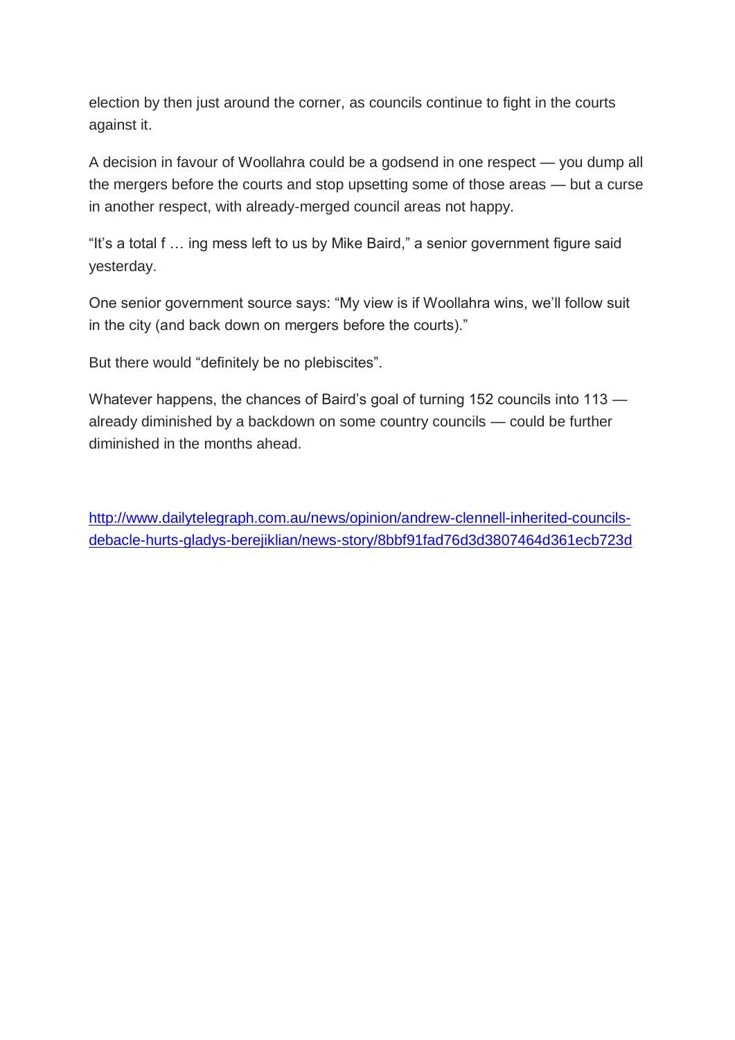election by then just around the corner, as councils continue to fight in the courts against it.

A decision in favour of Woollahra could be a godsend in one respect — you dump all the mergers before the courts and stop upsetting some of those areas — but a curse in another respect, with already-merged council areas not happy.

"It's a total f … ing mess left to us by Mike Baird," a senior government figure said yesterday.

One senior government source says: "My view is if Woollahra wins, we'll follow suit in the city (and back down on mergers before the courts)."

But there would "definitely be no plebiscites".

Whatever happens, the chances of Baird's goal of turning 152 councils into 113 — already diminished by a backdown on some country councils — could be further diminished in the months ahead.

[http://www.dailytelegraph.com.au/news/opinion/andrew-clennell-inherited-councils-debacle-hurts-gladys-berejiklian/news-story/8bbf91fad76d3d3807464d361ecb723d](http://www.dailytelegraph.com.au/news/opinion/andrew-clennell-inherited-councils-debacle-hurts-gladys-berejiklian/news-story/8bbf91fad76d3d3807464d361ecb723d)